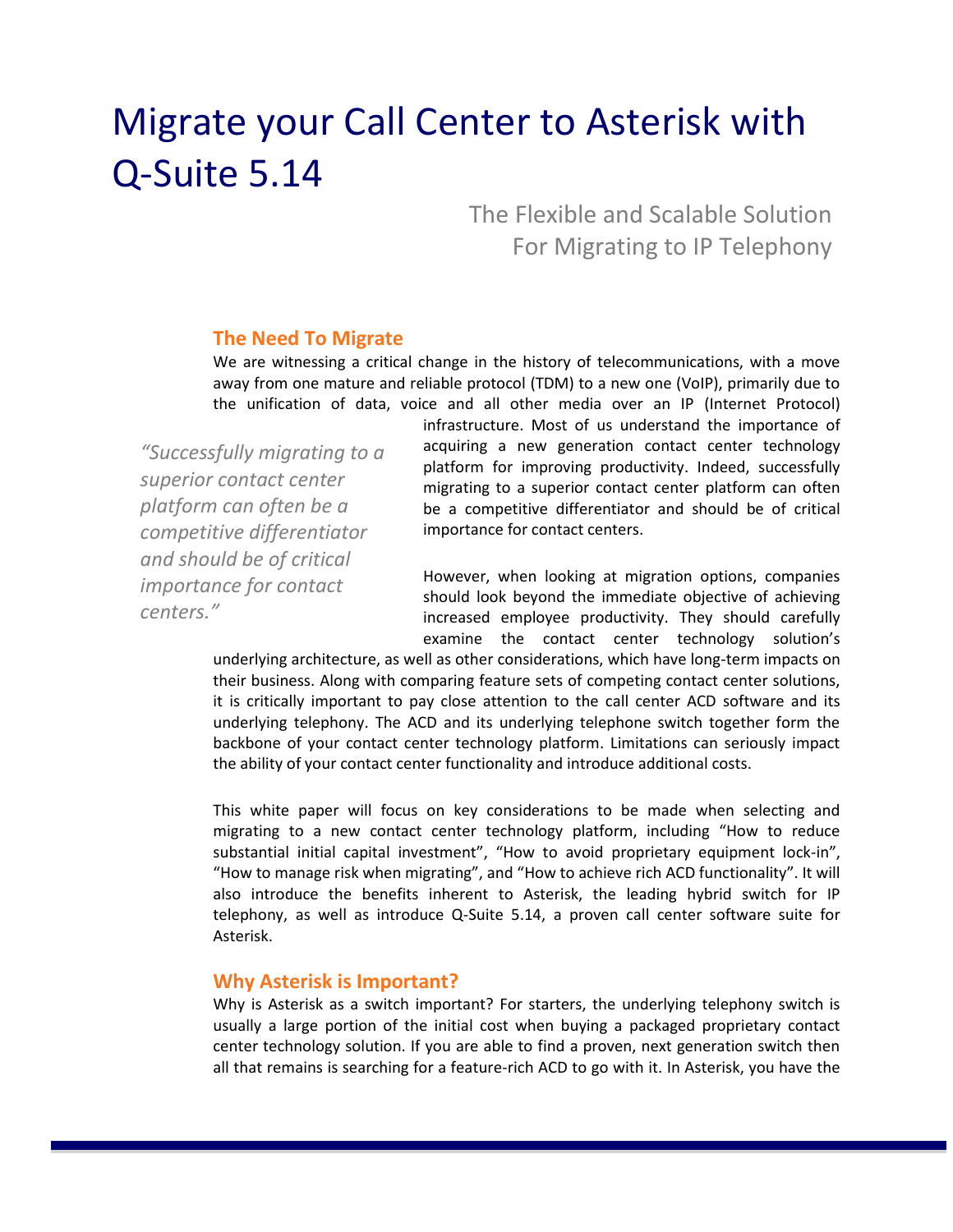# Migrate your Call Center to Asterisk with Q-Suite 5.14

The Flexible and Scalable Solution For Migrating to IP Telephony

## The Need To Migrate

We are witnessing a critical change in the history of telecommunications, with a move away from one mature and reliable protocol (TDM) to a new one (VoIP), primarily due to the unification of data, voice and all other media over an IP (Internet Protocol) infrastructure. Most of us understand the importance of acquiring a new generation contact center technology platform for improving productivity. Indeed, successfully migrating to a superior contact center platform can often be a competitive differentiator and should be of critical importance for contact centers.

> *"Successfully migrating to a superior contact center platform can often be a competitive differentiator and should be of critical importance for contact centers."*

However, when looking at migration options, companies should look beyond the immediate objective of achieving increased employee productivity. They should carefully examine the contact center technology solution's underlying architecture, as well as other considerations, which have long-term impacts on their business. Along with comparing feature sets of competing contact center solutions, it is critically important to pay close attention to the call center ACD software and its underlying telephony. The ACD and its underlying telephone switch together form the backbone of your contact center technology platform. Limitations can seriously impact the ability of your contact center functionality and introduce additional costs.

This white paper will focus on key considerations to be made when selecting and migrating to a new contact center technology platform, including "How to reduce substantial initial capital investment", "How to avoid proprietary equipment lock-in", "How to manage risk when migrating", and "How to achieve rich ACD functionality". It will also introduce the benefits inherent to Asterisk, the leading hybrid switch for IP telephony, as well as introduce Q-Suite 5.14, a proven call center software suite for Asterisk.

## Why Asterisk is Important?

Why is Asterisk as a switch important? For starters, the underlying telephony switch is usually a large portion of the initial cost when buying a packaged proprietary contact center technology solution. If you are able to find a proven, next generation switch then all that remains is searching for a feature-rich ACD to go with it. In Asterisk, you have the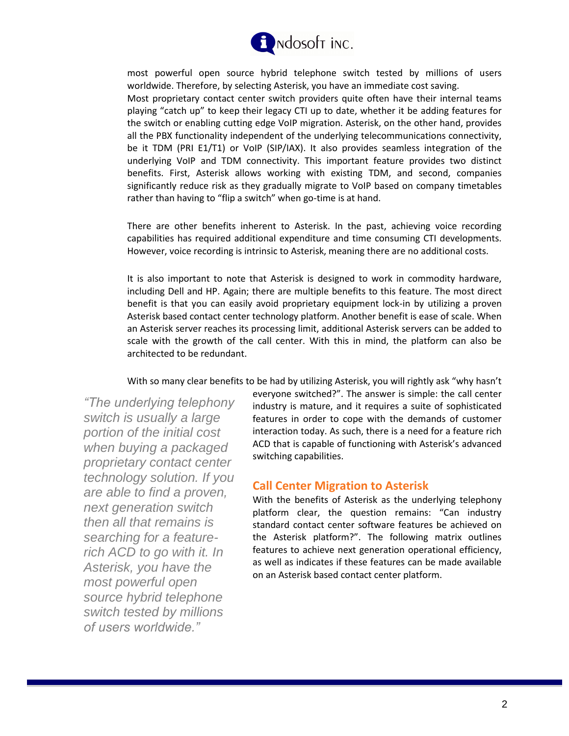most powerful open source hybrid telephone switch tested by millions of users worldwide. Therefore, by selecting Asterisk, you have an immediate cost saving.
Most proprietary contact center switch providers quite often have their internal teams playing "catch up" to keep their legacy CTI up to date, whether it be adding features for the switch or enabling cutting edge VoIP migration. Asterisk, on the other hand, provides all the PBX functionality independent of the underlying telecommunications connectivity, be it TDM (PRI E1/T1) or VoIP (SIP/IAX). It also provides seamless integration of the underlying VoIP and TDM connectivity. This important feature provides two distinct benefits. First, Asterisk allows working with existing TDM, and second, companies significantly reduce risk as they gradually migrate to VoIP based on company timetables rather than having to "flip a switch" when go-time is at hand.

There are other benefits inherent to Asterisk. In the past, achieving voice recording capabilities has required additional expenditure and time consuming CTI developments. However, voice recording is intrinsic to Asterisk, meaning there are no additional costs.

It is also important to note that Asterisk is designed to work in commodity hardware, including Dell and HP. Again; there are multiple benefits to this feature. The most direct benefit is that you can easily avoid proprietary equipment lock-in by utilizing a proven Asterisk based contact center technology platform. Another benefit is ease of scale. When an Asterisk server reaches its processing limit, additional Asterisk servers can be added to scale with the growth of the call center. With this in mind, the platform can also be architected to be redundant.

With so many clear benefits to be had by utilizing Asterisk, you will rightly ask "why hasn't everyone switched?". The answer is simple: the call center industry is mature, and it requires a suite of sophisticated features in order to cope with the demands of customer interaction today. As such, there is a need for a feature rich ACD that is capable of functioning with Asterisk's advanced switching capabilities.

> *"The underlying telephony switch is usually a large portion of the initial cost when buying a packaged proprietary contact center technology solution. If you are able to find a proven, next generation switch then all that remains is searching for a feature-rich ACD to go with it. In Asterisk, you have the most powerful open source hybrid telephone switch tested by millions of users worldwide."*

## Call Center Migration to Asterisk

With the benefits of Asterisk as the underlying telephony platform clear, the question remains: "Can industry standard contact center software features be achieved on the Asterisk platform?". The following matrix outlines features to achieve next generation operational efficiency, as well as indicates if these features can be made available on an Asterisk based contact center platform.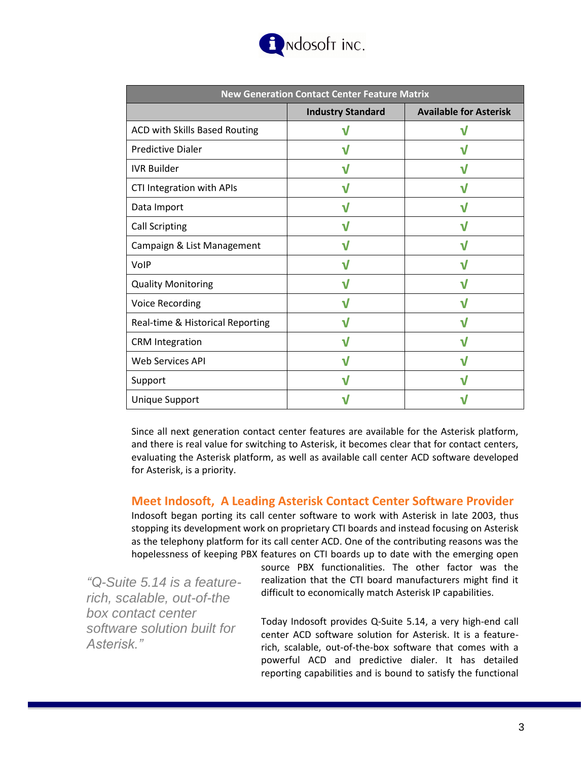| New Generation Contact Center Feature Matrix | | |
|---|---|---|
| | **Industry Standard** | **Available for Asterisk** |
| ACD with Skills Based Routing | √ | √ |
| Predictive Dialer | √ | √ |
| IVR Builder | √ | √ |
| CTI Integration with APIs | √ | √ |
| Data Import | √ | √ |
| Call Scripting | √ | √ |
| Campaign & List Management | √ | √ |
| VoIP | √ | √ |
| Quality Monitoring | √ | √ |
| Voice Recording | √ | √ |
| Real-time & Historical Reporting | √ | √ |
| CRM Integration | √ | √ |
| Web Services API | √ | √ |
| Support | √ | √ |
| Unique Support | √ | √ |

Since all next generation contact center features are available for the Asterisk platform, and there is real value for switching to Asterisk, it becomes clear that for contact centers, evaluating the Asterisk platform, as well as available call center ACD software developed for Asterisk, is a priority.

## Meet Indosoft, A Leading Asterisk Contact Center Software Provider

Indosoft began porting its call center software to work with Asterisk in late 2003, thus stopping its development work on proprietary CTI boards and instead focusing on Asterisk as the telephony platform for its call center ACD. One of the contributing reasons was the hopelessness of keeping PBX features on CTI boards up to date with the emerging open source PBX functionalities. The other factor was the realization that the CTI board manufacturers might find it difficult to economically match Asterisk IP capabilities.

*"Q-Suite 5.14 is a feature-rich, scalable, out-of-the box contact center software solution built for Asterisk."*

Today Indosoft provides Q-Suite 5.14, a very high-end call center ACD software solution for Asterisk. It is a feature-rich, scalable, out-of-the-box software that comes with a powerful ACD and predictive dialer. It has detailed reporting capabilities and is bound to satisfy the functional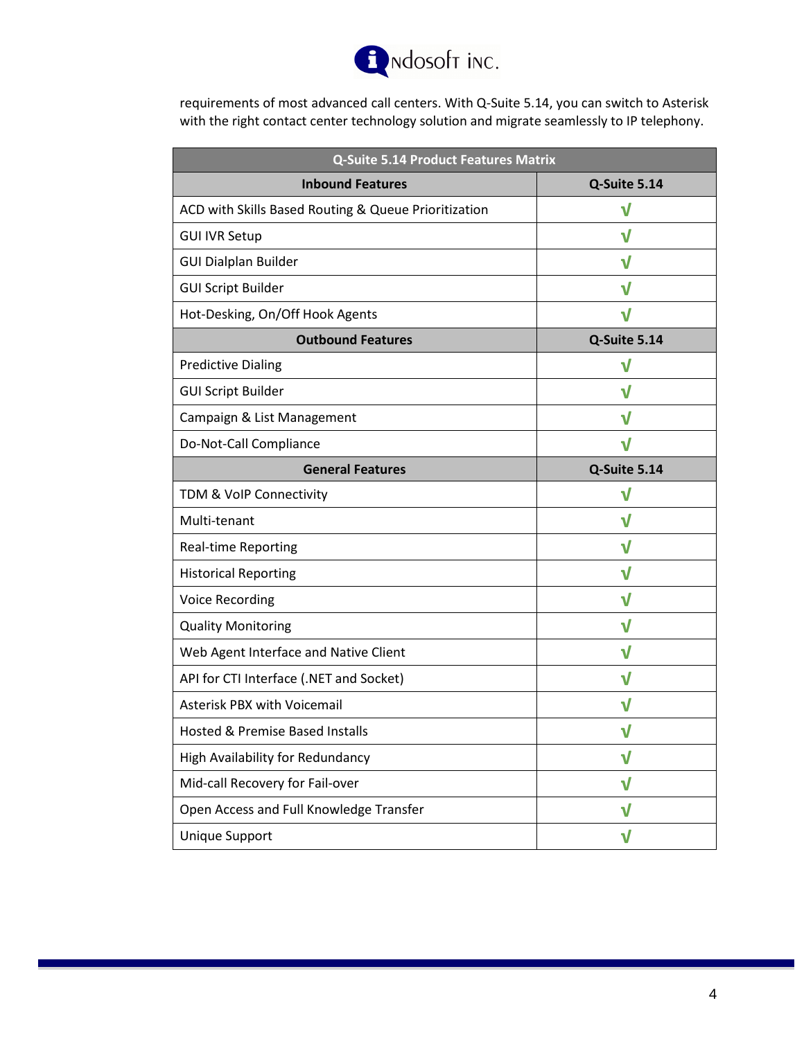requirements of most advanced call centers. With Q-Suite 5.14, you can switch to Asterisk with the right contact center technology solution and migrate seamlessly to IP telephony.

| Q-Suite 5.14 Product Features Matrix | |
|---|---|
| **Inbound Features** | **Q-Suite 5.14** |
| ACD with Skills Based Routing & Queue Prioritization | √ |
| GUI IVR Setup | √ |
| GUI Dialplan Builder | √ |
| GUI Script Builder | √ |
| Hot-Desking, On/Off Hook Agents | √ |
| **Outbound Features** | **Q-Suite 5.14** |
| Predictive Dialing | √ |
| GUI Script Builder | √ |
| Campaign & List Management | √ |
| Do-Not-Call Compliance | √ |
| **General Features** | **Q-Suite 5.14** |
| TDM & VoIP Connectivity | √ |
| Multi-tenant | √ |
| Real-time Reporting | √ |
| Historical Reporting | √ |
| Voice Recording | √ |
| Quality Monitoring | √ |
| Web Agent Interface and Native Client | √ |
| API for CTI Interface (.NET and Socket) | √ |
| Asterisk PBX with Voicemail | √ |
| Hosted & Premise Based Installs | √ |
| High Availability for Redundancy | √ |
| Mid-call Recovery for Fail-over | √ |
| Open Access and Full Knowledge Transfer | √ |
| Unique Support | √ |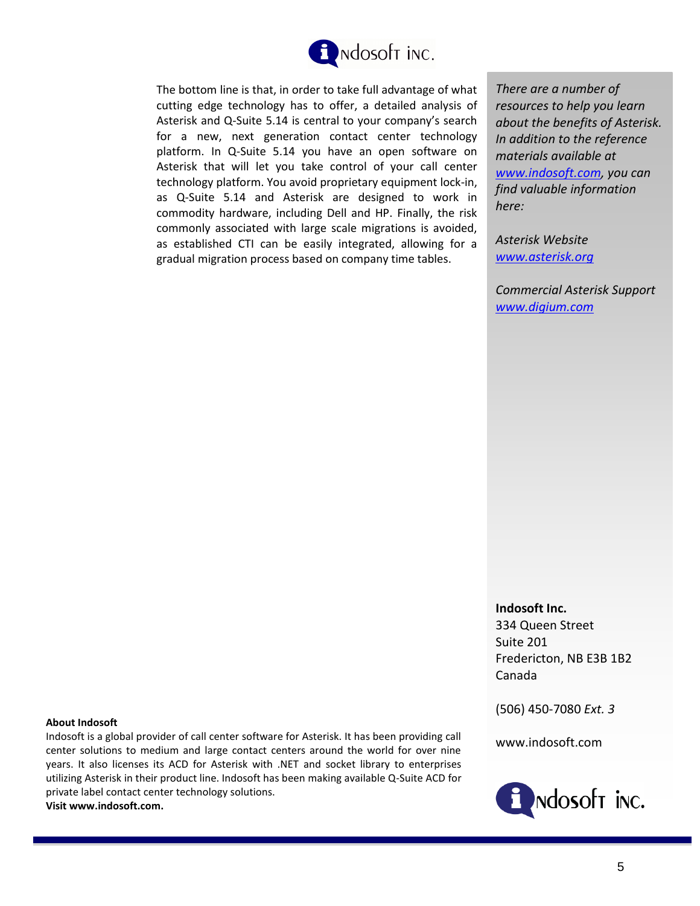The bottom line is that, in order to take full advantage of what cutting edge technology has to offer, a detailed analysis of Asterisk and Q-Suite 5.14 is central to your company's search for a new, next generation contact center technology platform. In Q-Suite 5.14 you have an open software on Asterisk that will let you take control of your call center technology platform. You avoid proprietary equipment lock-in, as Q-Suite 5.14 and Asterisk are designed to work in commodity hardware, including Dell and HP. Finally, the risk commonly associated with large scale migrations is avoided, as established CTI can be easily integrated, allowing for a gradual migration process based on company time tables.

*There are a number of resources to help you learn about the benefits of Asterisk. In addition to the reference materials available at [www.indosoft.com](http://www.indosoft.com), you can find valuable information here:*

*Asterisk Website*
[www.asterisk.org](http://www.asterisk.org)

*Commercial Asterisk Support*
[www.digium.com](http://www.digium.com)

**Indosoft Inc.**
334 Queen Street
Suite 201
Fredericton, NB E3B 1B2
Canada

(506) 450-7080 *Ext. 3*

www.indosoft.com

**About Indosoft**

Indosoft is a global provider of call center software for Asterisk. It has been providing call center solutions to medium and large contact centers around the world for over nine years. It also licenses its ACD for Asterisk with .NET and socket library to enterprises utilizing Asterisk in their product line. Indosoft has been making available Q-Suite ACD for private label contact center technology solutions.

**Visit www.indosoft.com.**